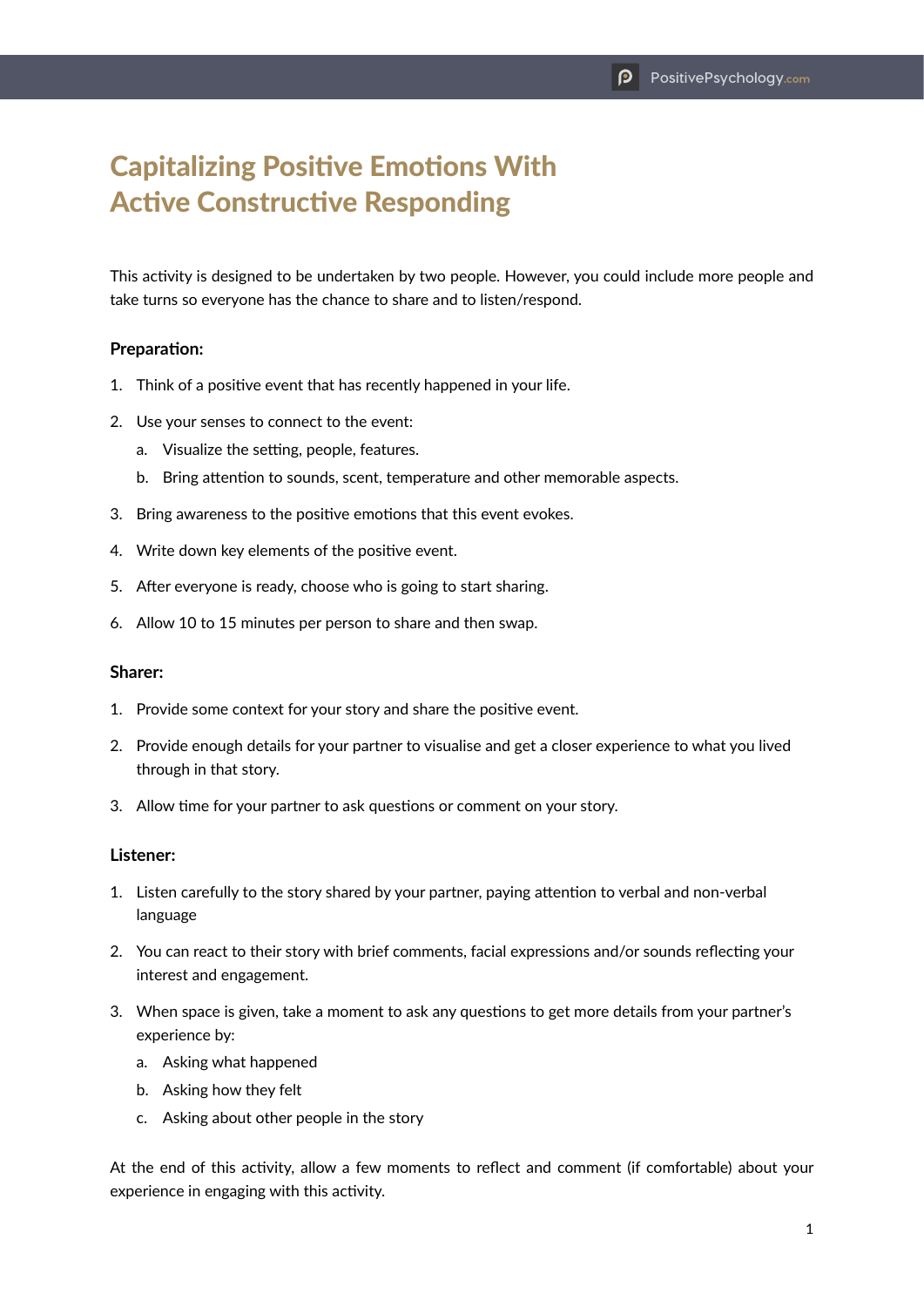# Capitalizing Positive Emotions With Active Constructive Responding

This activity is designed to be undertaken by two people. However, you could include more people and take turns so everyone has the chance to share and to listen/respond.

**Preparation:**

1. Think of a positive event that has recently happened in your life.
2. Use your senses to connect to the event:
    a. Visualize the setting, people, features.
    b. Bring attention to sounds, scent, temperature and other memorable aspects.
3. Bring awareness to the positive emotions that this event evokes.
4. Write down key elements of the positive event.
5. After everyone is ready, choose who is going to start sharing.
6. Allow 10 to 15 minutes per person to share and then swap.

**Sharer:**

1. Provide some context for your story and share the positive event.
2. Provide enough details for your partner to visualise and get a closer experience to what you lived through in that story.
3. Allow time for your partner to ask questions or comment on your story.

**Listener:**

1. Listen carefully to the story shared by your partner, paying attention to verbal and non-verbal language
2. You can react to their story with brief comments, facial expressions and/or sounds reflecting your interest and engagement.
3. When space is given, take a moment to ask any questions to get more details from your partner's experience by:
    a. Asking what happened
    b. Asking how they felt
    c. Asking about other people in the story

At the end of this activity, allow a few moments to reflect and comment (if comfortable) about your experience in engaging with this activity.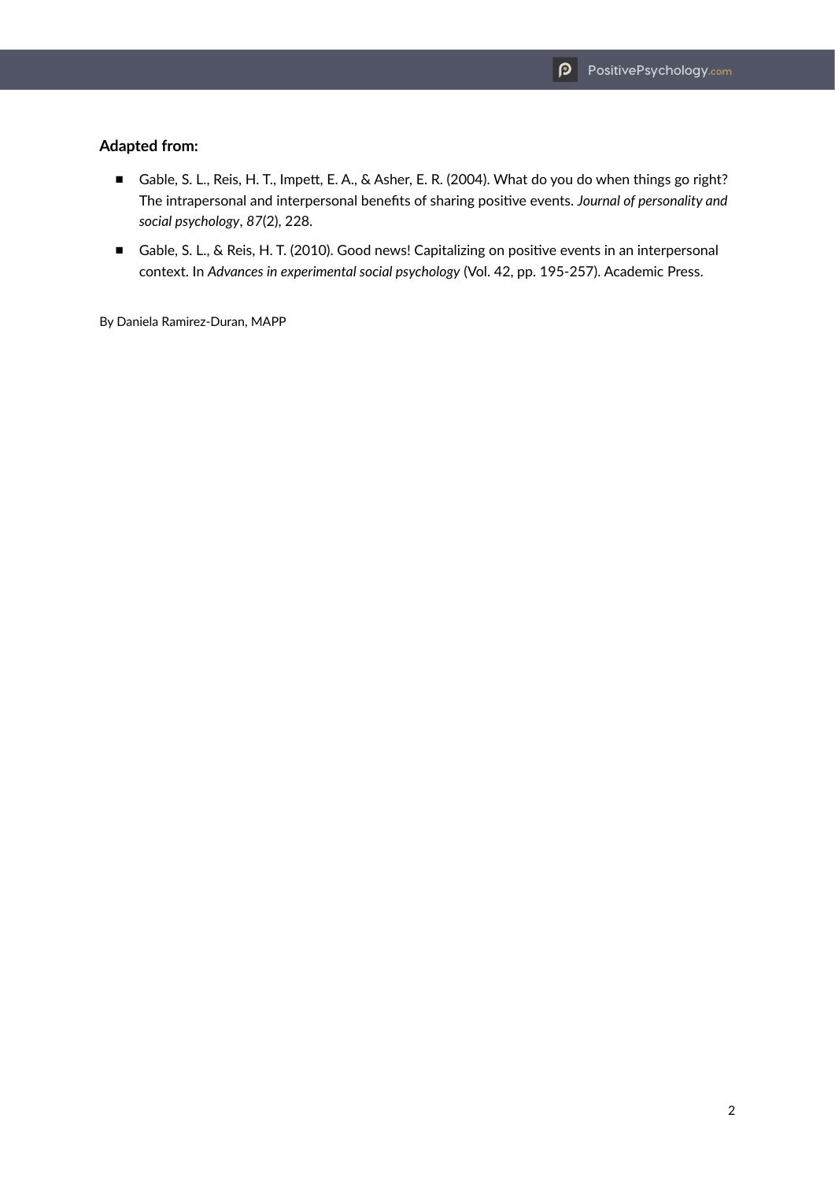**Adapted from:**

- Gable, S. L., Reis, H. T., Impett, E. A., & Asher, E. R. (2004). What do you do when things go right? The intrapersonal and interpersonal benefits of sharing positive events. *Journal of personality and social psychology*, *87*(2), 228.
- Gable, S. L., & Reis, H. T. (2010). Good news! Capitalizing on positive events in an interpersonal context. In *Advances in experimental social psychology* (Vol. 42, pp. 195-257). Academic Press.

By Daniela Ramirez-Duran, MAPP